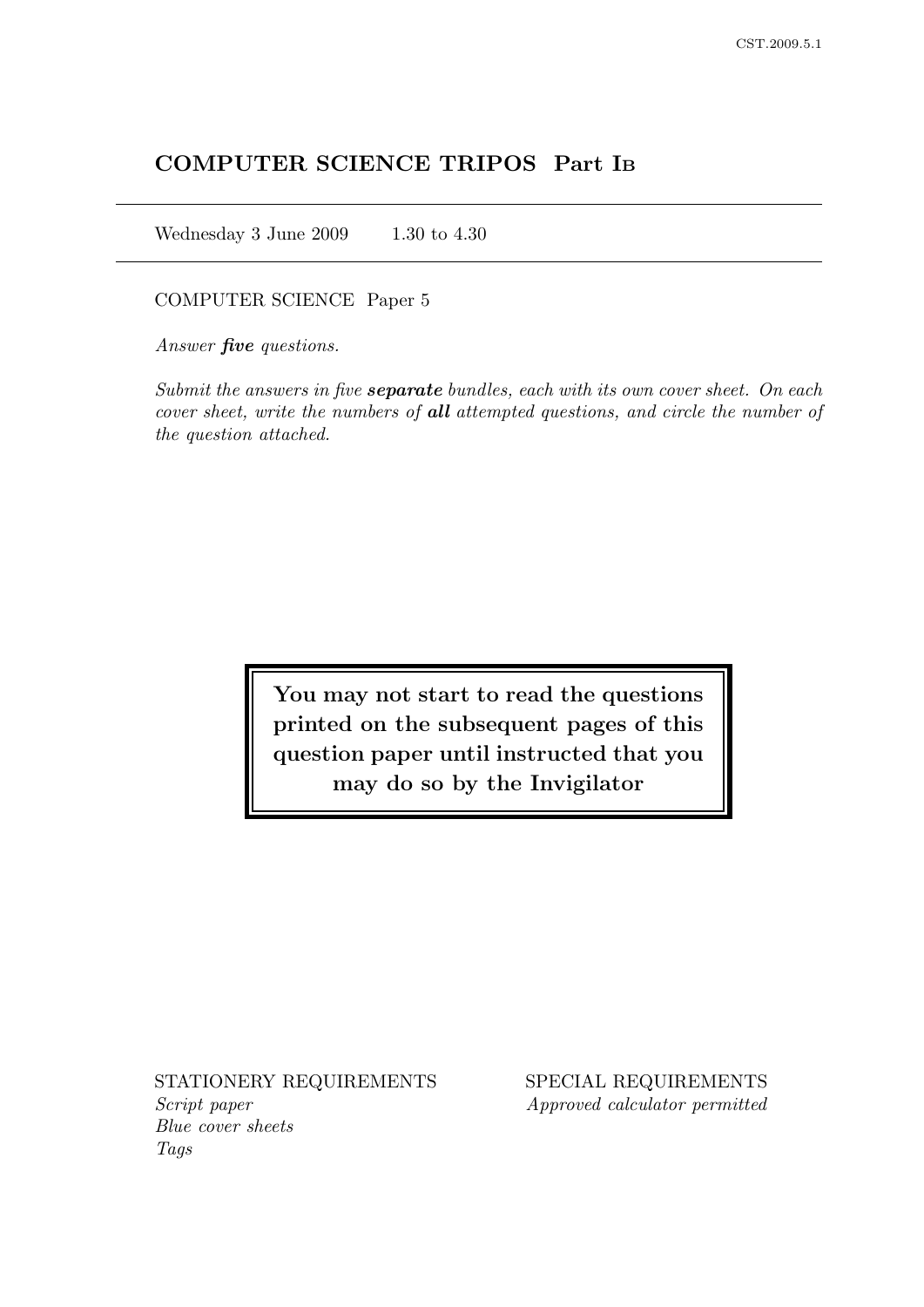# COMPUTER SCIENCE TRIPOS Part IB

Wednesday 3 June 2009 1.30 to 4.30

COMPUTER SCIENCE Paper 5

*Answer* ***five*** *questions.*

*Submit the answers in five* ***separate*** *bundles, each with its own cover sheet. On each cover sheet, write the numbers of* ***all*** *attempted questions, and circle the number of the question attached.*

**You may not start to read the questions printed on the subsequent pages of this question paper until instructed that you may do so by the Invigilator**

STATIONERY REQUIREMENTS
*Script paper*
*Blue cover sheets*
*Tags*

SPECIAL REQUIREMENTS
*Approved calculator permitted*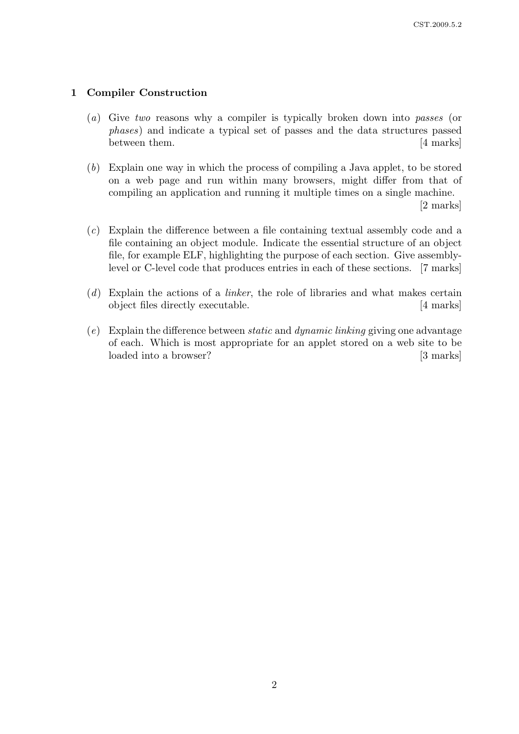## 1 Compiler Construction

(*a*) Give *two* reasons why a compiler is typically broken down into *passes* (or *phases*) and indicate a typical set of passes and the data structures passed between them. [4 marks]

(*b*) Explain one way in which the process of compiling a Java applet, to be stored on a web page and run within many browsers, might differ from that of compiling an application and running it multiple times on a single machine. [2 marks]

(*c*) Explain the difference between a file containing textual assembly code and a file containing an object module. Indicate the essential structure of an object file, for example ELF, highlighting the purpose of each section. Give assembly-level or C-level code that produces entries in each of these sections. [7 marks]

(*d*) Explain the actions of a *linker*, the role of libraries and what makes certain object files directly executable. [4 marks]

(*e*) Explain the difference between *static* and *dynamic linking* giving one advantage of each. Which is most appropriate for an applet stored on a web site to be loaded into a browser? [3 marks]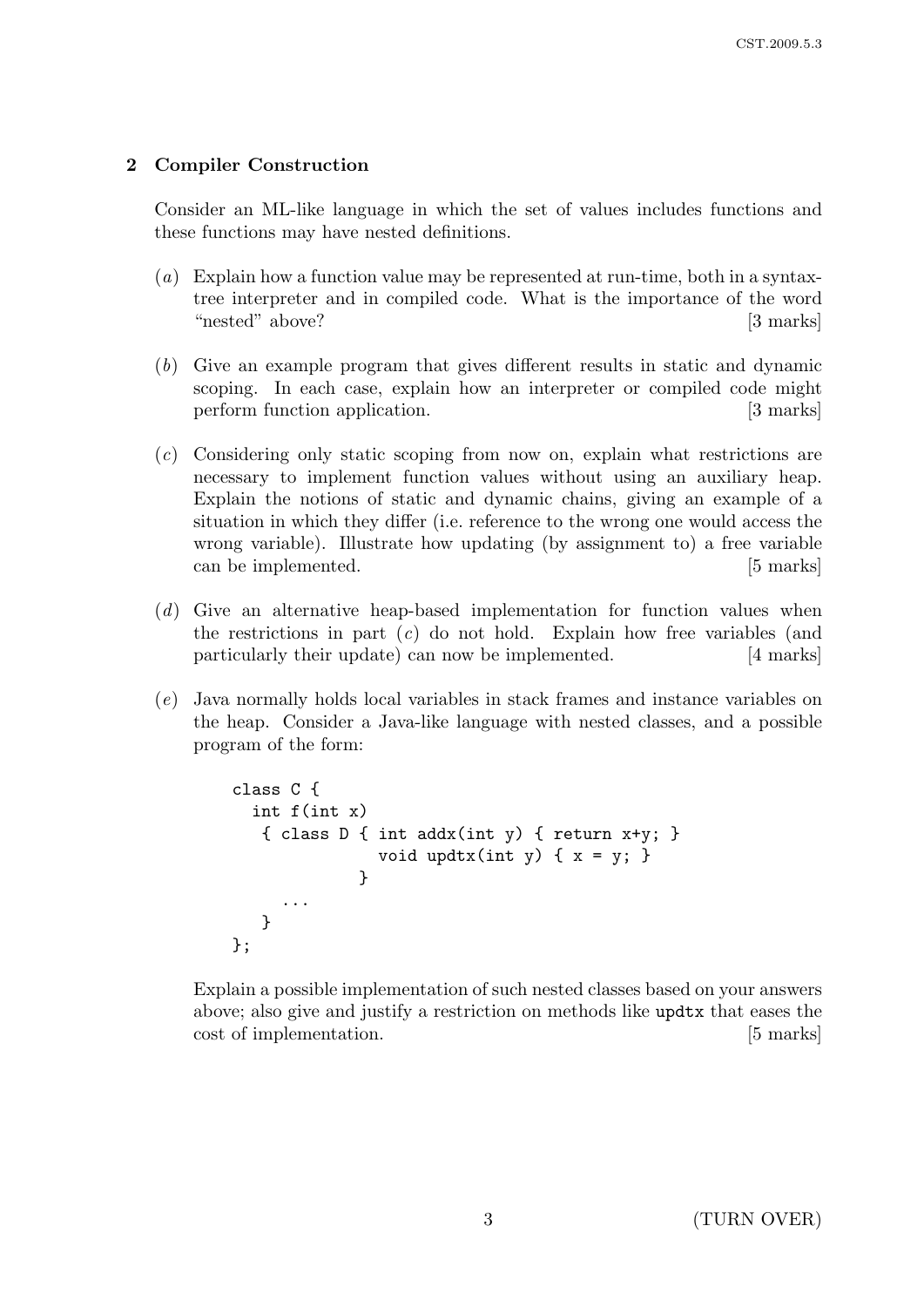## 2 Compiler Construction

Consider an ML-like language in which the set of values includes functions and these functions may have nested definitions.

(*a*) Explain how a function value may be represented at run-time, both in a syntax-tree interpreter and in compiled code. What is the importance of the word "nested" above? [3 marks]

(*b*) Give an example program that gives different results in static and dynamic scoping. In each case, explain how an interpreter or compiled code might perform function application. [3 marks]

(*c*) Considering only static scoping from now on, explain what restrictions are necessary to implement function values without using an auxiliary heap. Explain the notions of static and dynamic chains, giving an example of a situation in which they differ (i.e. reference to the wrong one would access the wrong variable). Illustrate how updating (by assignment to) a free variable can be implemented. [5 marks]

(*d*) Give an alternative heap-based implementation for function values when the restrictions in part (*c*) do not hold. Explain how free variables (and particularly their update) can now be implemented. [4 marks]

(*e*) Java normally holds local variables in stack frames and instance variables on the heap. Consider a Java-like language with nested classes, and a possible program of the form:

```
class C {
  int f(int x)
   { class D { int addx(int y) { return x+y; }
               void updtx(int y) { x = y; }
             }
     ...
   }
};
```

Explain a possible implementation of such nested classes based on your answers above; also give and justify a restriction on methods like `updtx` that eases the cost of implementation. [5 marks]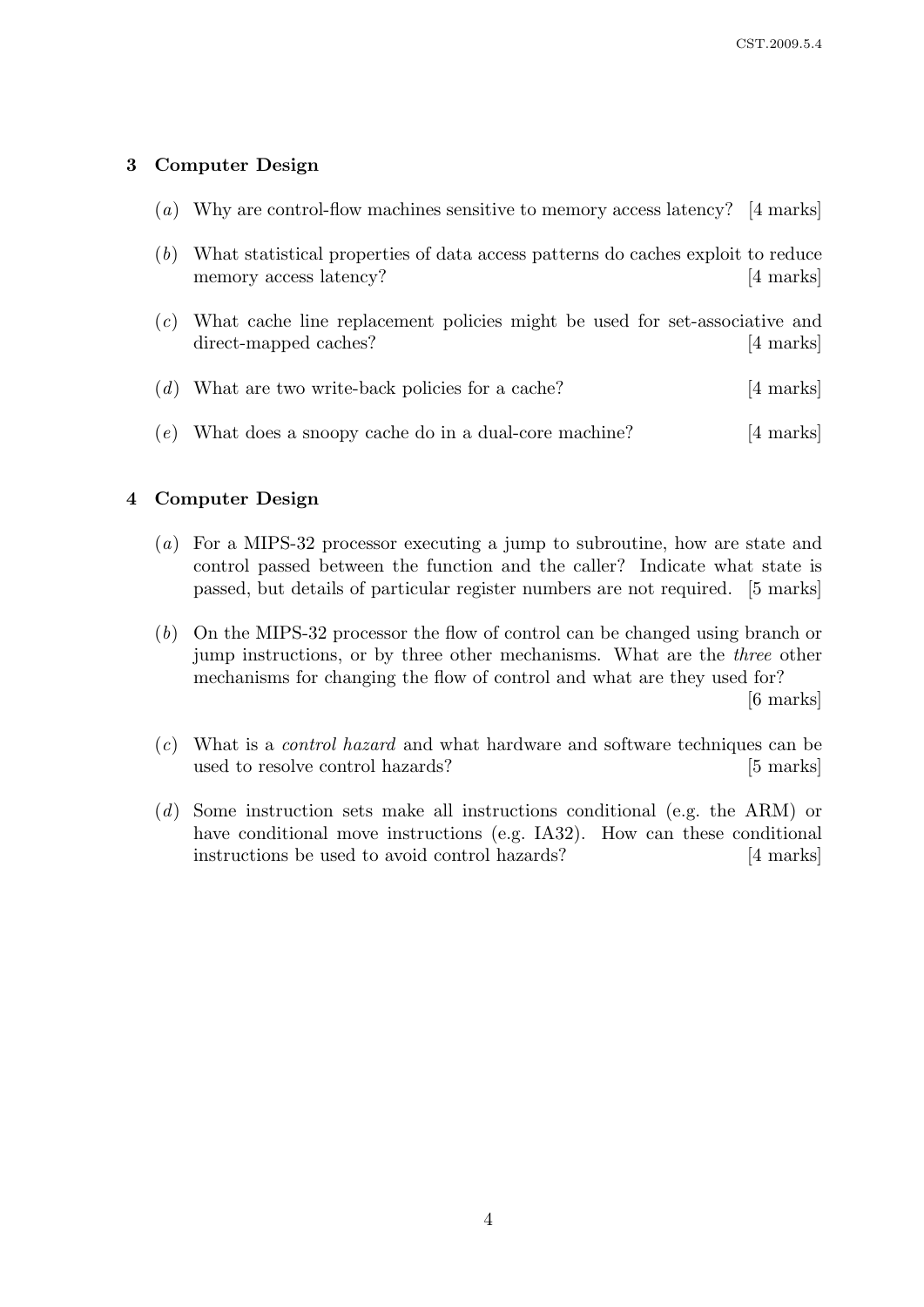## 3 Computer Design

(*a*) Why are control-flow machines sensitive to memory access latency? [4 marks]

(*b*) What statistical properties of data access patterns do caches exploit to reduce memory access latency? [4 marks]

(*c*) What cache line replacement policies might be used for set-associative and direct-mapped caches? [4 marks]

(*d*) What are two write-back policies for a cache? [4 marks]

(*e*) What does a snoopy cache do in a dual-core machine? [4 marks]

## 4 Computer Design

(*a*) For a MIPS-32 processor executing a jump to subroutine, how are state and control passed between the function and the caller? Indicate what state is passed, but details of particular register numbers are not required. [5 marks]

(*b*) On the MIPS-32 processor the flow of control can be changed using branch or jump instructions, or by three other mechanisms. What are the *three* other mechanisms for changing the flow of control and what are they used for? [6 marks]

(*c*) What is a *control hazard* and what hardware and software techniques can be used to resolve control hazards? [5 marks]

(*d*) Some instruction sets make all instructions conditional (e.g. the ARM) or have conditional move instructions (e.g. IA32). How can these conditional instructions be used to avoid control hazards? [4 marks]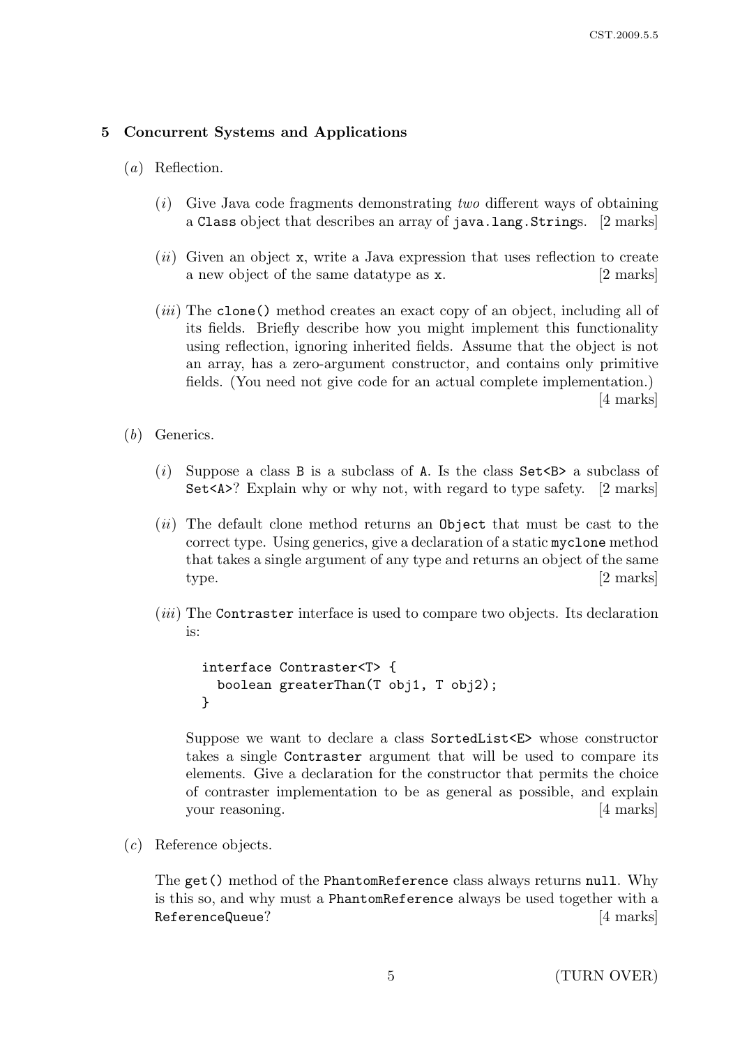## 5 Concurrent Systems and Applications

(*a*) Reflection.

(*i*) Give Java code fragments demonstrating *two* different ways of obtaining a `Class` object that describes an array of `java.lang.String`s. [2 marks]

(*ii*) Given an object `x`, write a Java expression that uses reflection to create a new object of the same datatype as `x`. [2 marks]

(*iii*) The `clone()` method creates an exact copy of an object, including all of its fields. Briefly describe how you might implement this functionality using reflection, ignoring inherited fields. Assume that the object is not an array, has a zero-argument constructor, and contains only primitive fields. (You need not give code for an actual complete implementation.) [4 marks]

(*b*) Generics.

(*i*) Suppose a class `B` is a subclass of `A`. Is the class `Set<B>` a subclass of `Set<A>`? Explain why or why not, with regard to type safety. [2 marks]

(*ii*) The default clone method returns an `Object` that must be cast to the correct type. Using generics, give a declaration of a static `myclone` method that takes a single argument of any type and returns an object of the same type. [2 marks]

(*iii*) The `Contraster` interface is used to compare two objects. Its declaration is:

```
interface Contraster<T> {
  boolean greaterThan(T obj1, T obj2);
}
```

Suppose we want to declare a class `SortedList<E>` whose constructor takes a single `Contraster` argument that will be used to compare its elements. Give a declaration for the constructor that permits the choice of contraster implementation to be as general as possible, and explain your reasoning. [4 marks]

(*c*) Reference objects.

The `get()` method of the `PhantomReference` class always returns `null`. Why is this so, and why must a `PhantomReference` always be used together with a `ReferenceQueue`? [4 marks]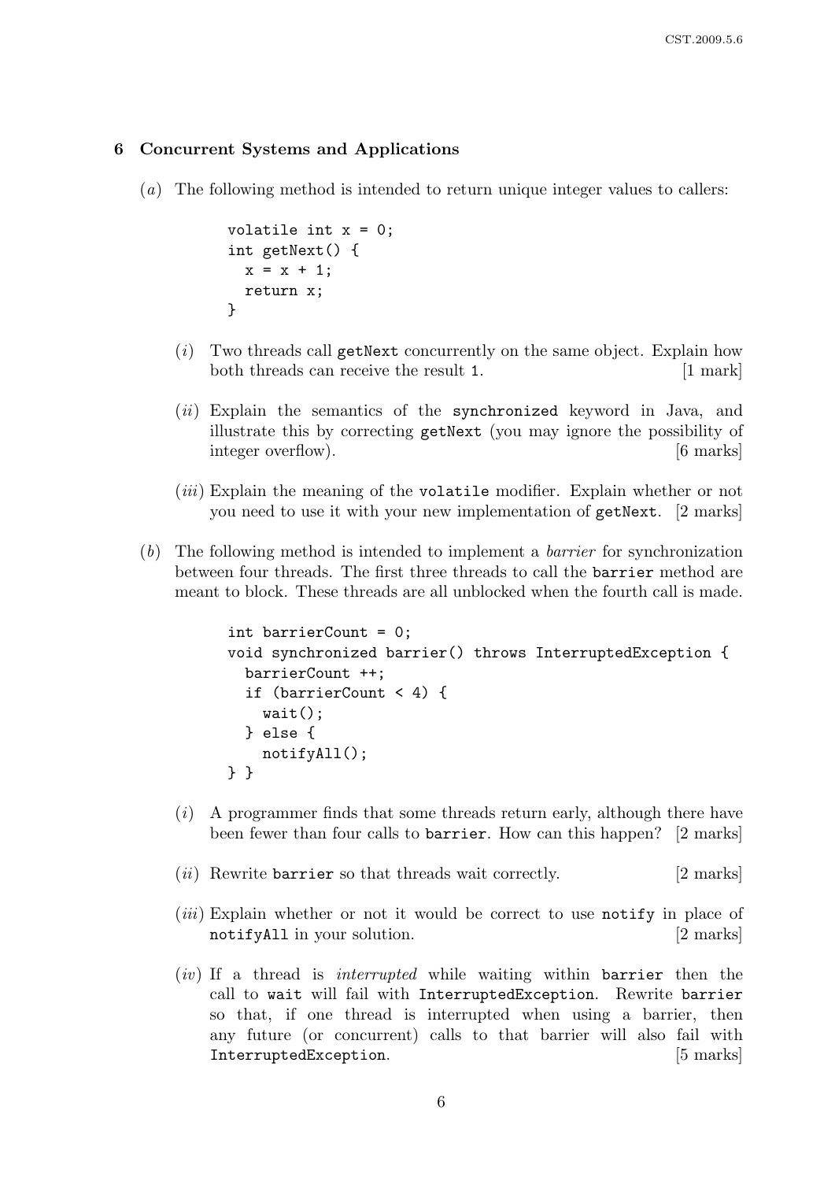## 6 Concurrent Systems and Applications

(*a*) The following method is intended to return unique integer values to callers:

```
volatile int x = 0;
int getNext() {
  x = x + 1;
  return x;
}
```

(*i*) Two threads call `getNext` concurrently on the same object. Explain how both threads can receive the result `1`. [1 mark]

(*ii*) Explain the semantics of the `synchronized` keyword in Java, and illustrate this by correcting `getNext` (you may ignore the possibility of integer overflow). [6 marks]

(*iii*) Explain the meaning of the `volatile` modifier. Explain whether or not you need to use it with your new implementation of `getNext`. [2 marks]

(*b*) The following method is intended to implement a *barrier* for synchronization between four threads. The first three threads to call the `barrier` method are meant to block. These threads are all unblocked when the fourth call is made.

```
int barrierCount = 0;
void synchronized barrier() throws InterruptedException {
  barrierCount ++;
  if (barrierCount < 4) {
    wait();
  } else {
    notifyAll();
} }
```

(*i*) A programmer finds that some threads return early, although there have been fewer than four calls to `barrier`. How can this happen? [2 marks]

(*ii*) Rewrite `barrier` so that threads wait correctly. [2 marks]

(*iii*) Explain whether or not it would be correct to use `notify` in place of `notifyAll` in your solution. [2 marks]

(*iv*) If a thread is *interrupted* while waiting within `barrier` then the call to `wait` will fail with `InterruptedException`. Rewrite `barrier` so that, if one thread is interrupted when using a barrier, then any future (or concurrent) calls to that barrier will also fail with `InterruptedException`. [5 marks]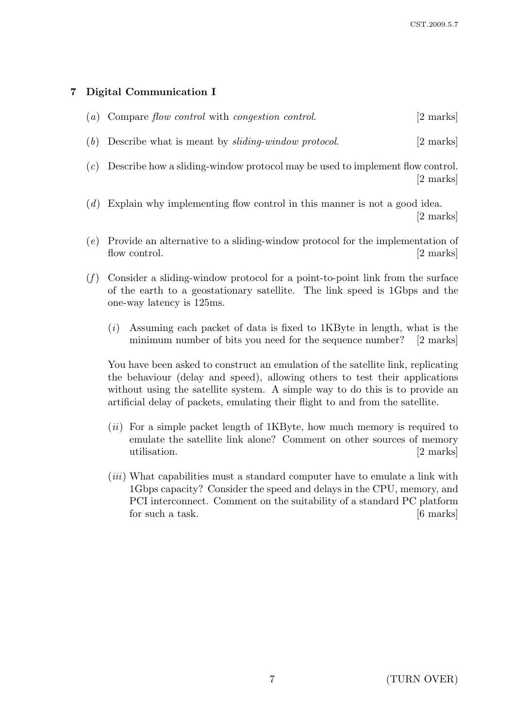## 7 Digital Communication I

(*a*) Compare *flow control* with *congestion control*. [2 marks]

(*b*) Describe what is meant by *sliding-window protocol*. [2 marks]

(*c*) Describe how a sliding-window protocol may be used to implement flow control. [2 marks]

(*d*) Explain why implementing flow control in this manner is not a good idea. [2 marks]

(*e*) Provide an alternative to a sliding-window protocol for the implementation of flow control. [2 marks]

(*f*) Consider a sliding-window protocol for a point-to-point link from the surface of the earth to a geostationary satellite. The link speed is 1Gbps and the one-way latency is 125ms.

(*i*) Assuming each packet of data is fixed to 1KByte in length, what is the minimum number of bits you need for the sequence number? [2 marks]

You have been asked to construct an emulation of the satellite link, replicating the behaviour (delay and speed), allowing others to test their applications without using the satellite system. A simple way to do this is to provide an artificial delay of packets, emulating their flight to and from the satellite.

(*ii*) For a simple packet length of 1KByte, how much memory is required to emulate the satellite link alone? Comment on other sources of memory utilisation. [2 marks]

(*iii*) What capabilities must a standard computer have to emulate a link with 1Gbps capacity? Consider the speed and delays in the CPU, memory, and PCI interconnect. Comment on the suitability of a standard PC platform for such a task. [6 marks]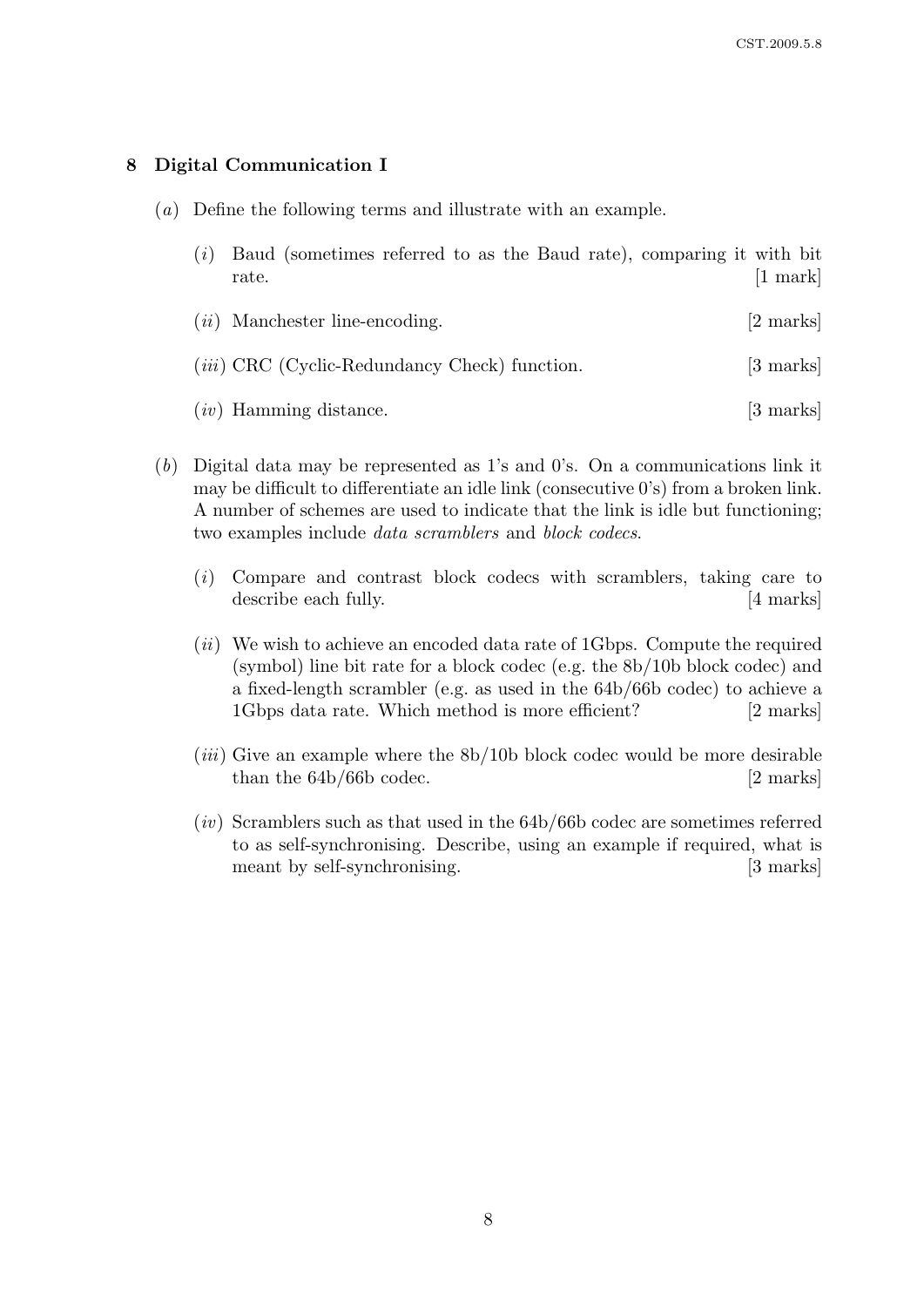## 8 Digital Communication I

(*a*) Define the following terms and illustrate with an example.

(*i*) Baud (sometimes referred to as the Baud rate), comparing it with bit rate. [1 mark]

(*ii*) Manchester line-encoding. [2 marks]

(*iii*) CRC (Cyclic-Redundancy Check) function. [3 marks]

(*iv*) Hamming distance. [3 marks]

(*b*) Digital data may be represented as 1's and 0's. On a communications link it may be difficult to differentiate an idle link (consecutive 0's) from a broken link. A number of schemes are used to indicate that the link is idle but functioning; two examples include *data scramblers* and *block codecs*.

(*i*) Compare and contrast block codecs with scramblers, taking care to describe each fully. [4 marks]

(*ii*) We wish to achieve an encoded data rate of 1Gbps. Compute the required (symbol) line bit rate for a block codec (e.g. the 8b/10b block codec) and a fixed-length scrambler (e.g. as used in the 64b/66b codec) to achieve a 1Gbps data rate. Which method is more efficient? [2 marks]

(*iii*) Give an example where the 8b/10b block codec would be more desirable than the 64b/66b codec. [2 marks]

(*iv*) Scramblers such as that used in the 64b/66b codec are sometimes referred to as self-synchronising. Describe, using an example if required, what is meant by self-synchronising. [3 marks]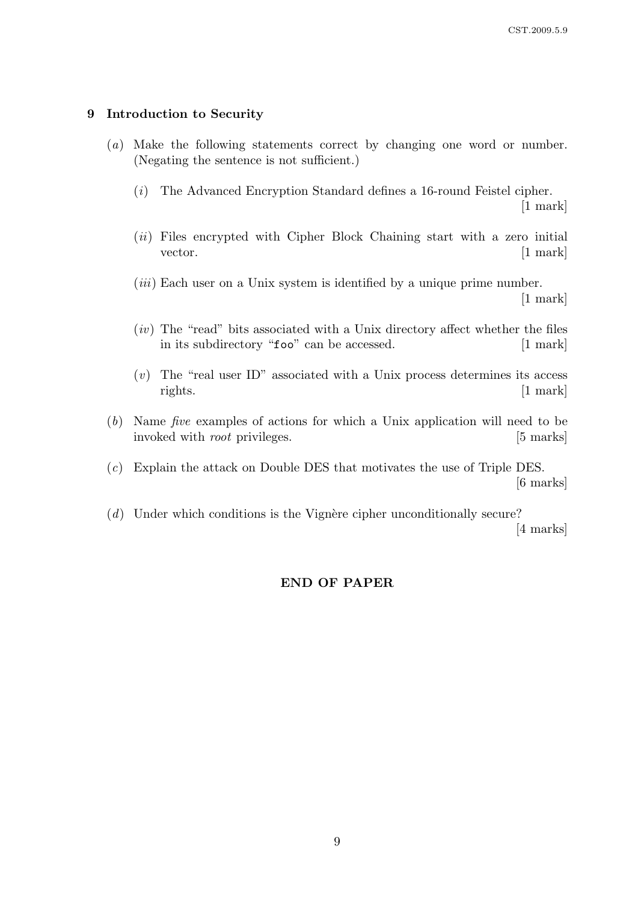## 9 Introduction to Security

(*a*) Make the following statements correct by changing one word or number. (Negating the sentence is not sufficient.)

(*i*) The Advanced Encryption Standard defines a 16-round Feistel cipher. [1 mark]

(*ii*) Files encrypted with Cipher Block Chaining start with a zero initial vector. [1 mark]

(*iii*) Each user on a Unix system is identified by a unique prime number. [1 mark]

(*iv*) The "read" bits associated with a Unix directory affect whether the files in its subdirectory "`foo`" can be accessed. [1 mark]

(*v*) The "real user ID" associated with a Unix process determines its access rights. [1 mark]

(*b*) Name *five* examples of actions for which a Unix application will need to be invoked with *root* privileges. [5 marks]

(*c*) Explain the attack on Double DES that motivates the use of Triple DES. [6 marks]

(*d*) Under which conditions is the Vignère cipher unconditionally secure? [4 marks]

**END OF PAPER**